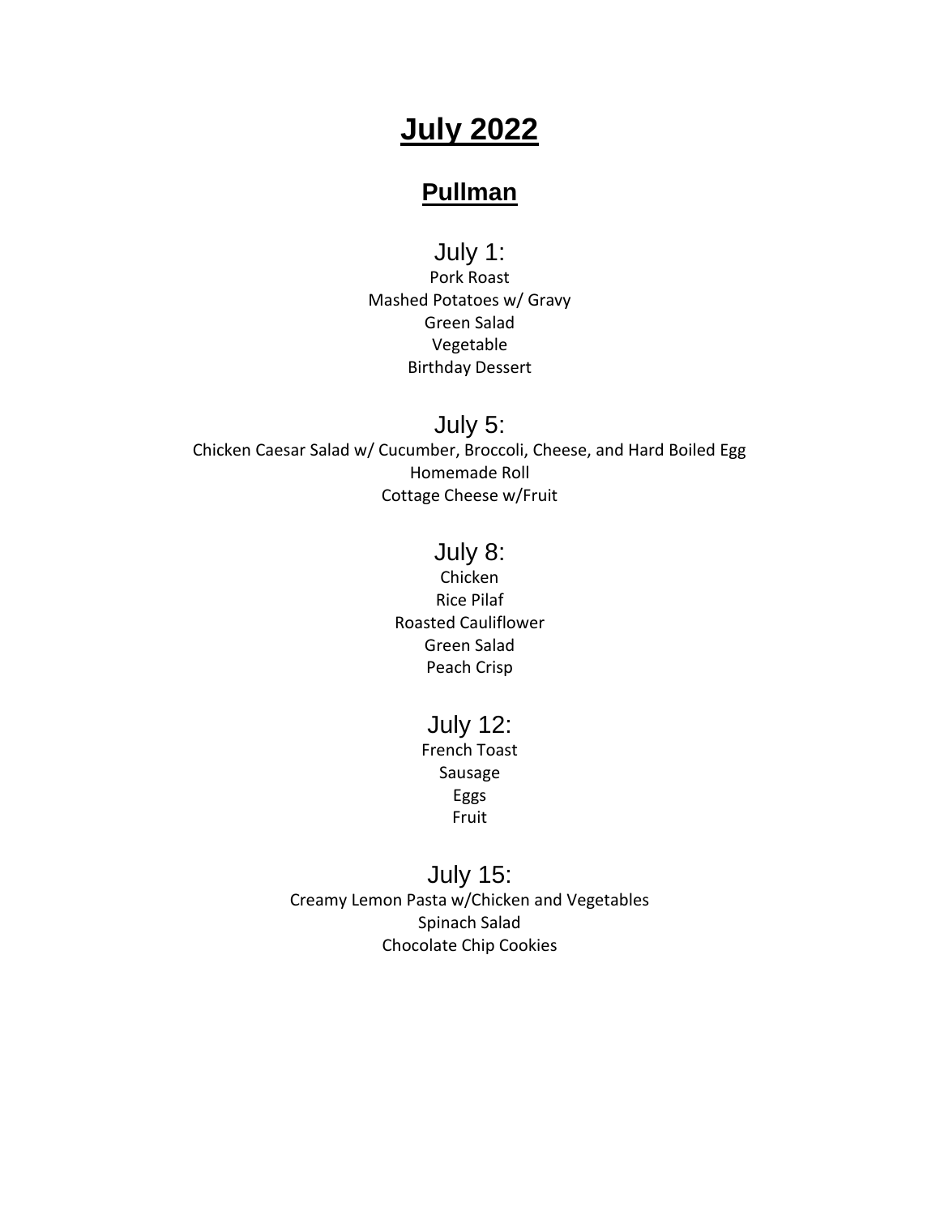# July 2022

## Pullman

### July 1:

Pork Roast
Mashed Potatoes w/ Gravy
Green Salad
Vegetable
Birthday Dessert

### July 5:

Chicken Caesar Salad w/ Cucumber, Broccoli, Cheese, and Hard Boiled Egg
Homemade Roll
Cottage Cheese w/Fruit

### July 8:

Chicken
Rice Pilaf
Roasted Cauliflower
Green Salad
Peach Crisp

### July 12:

French Toast
Sausage
Eggs
Fruit

### July 15:

Creamy Lemon Pasta w/Chicken and Vegetables
Spinach Salad
Chocolate Chip Cookies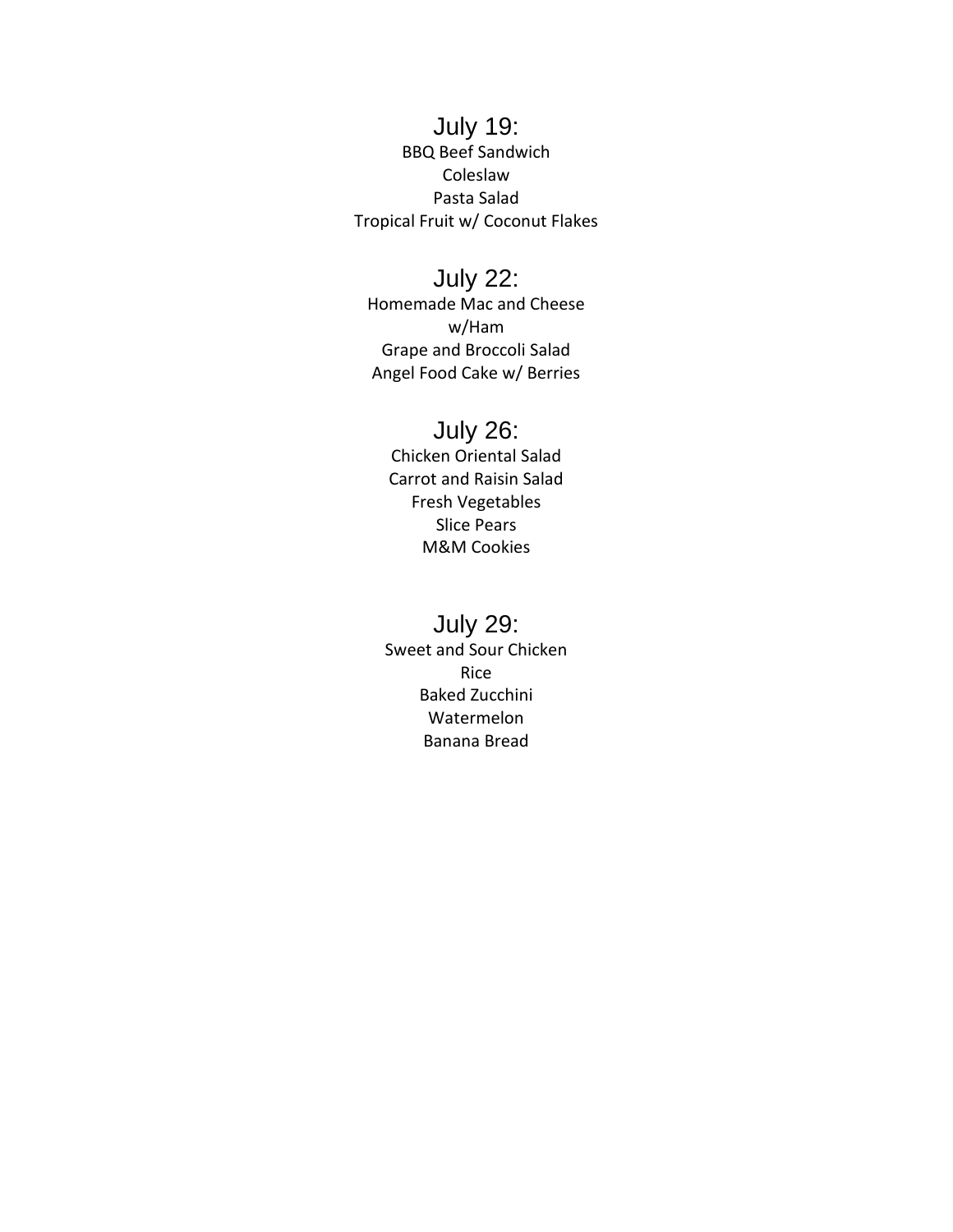## July 19:

BBQ Beef Sandwich
Coleslaw
Pasta Salad
Tropical Fruit w/ Coconut Flakes

## July 22:

Homemade Mac and Cheese
w/Ham
Grape and Broccoli Salad
Angel Food Cake w/ Berries

## July 26:

Chicken Oriental Salad
Carrot and Raisin Salad
Fresh Vegetables
Slice Pears
M&M Cookies

## July 29:

Sweet and Sour Chicken
Rice
Baked Zucchini
Watermelon
Banana Bread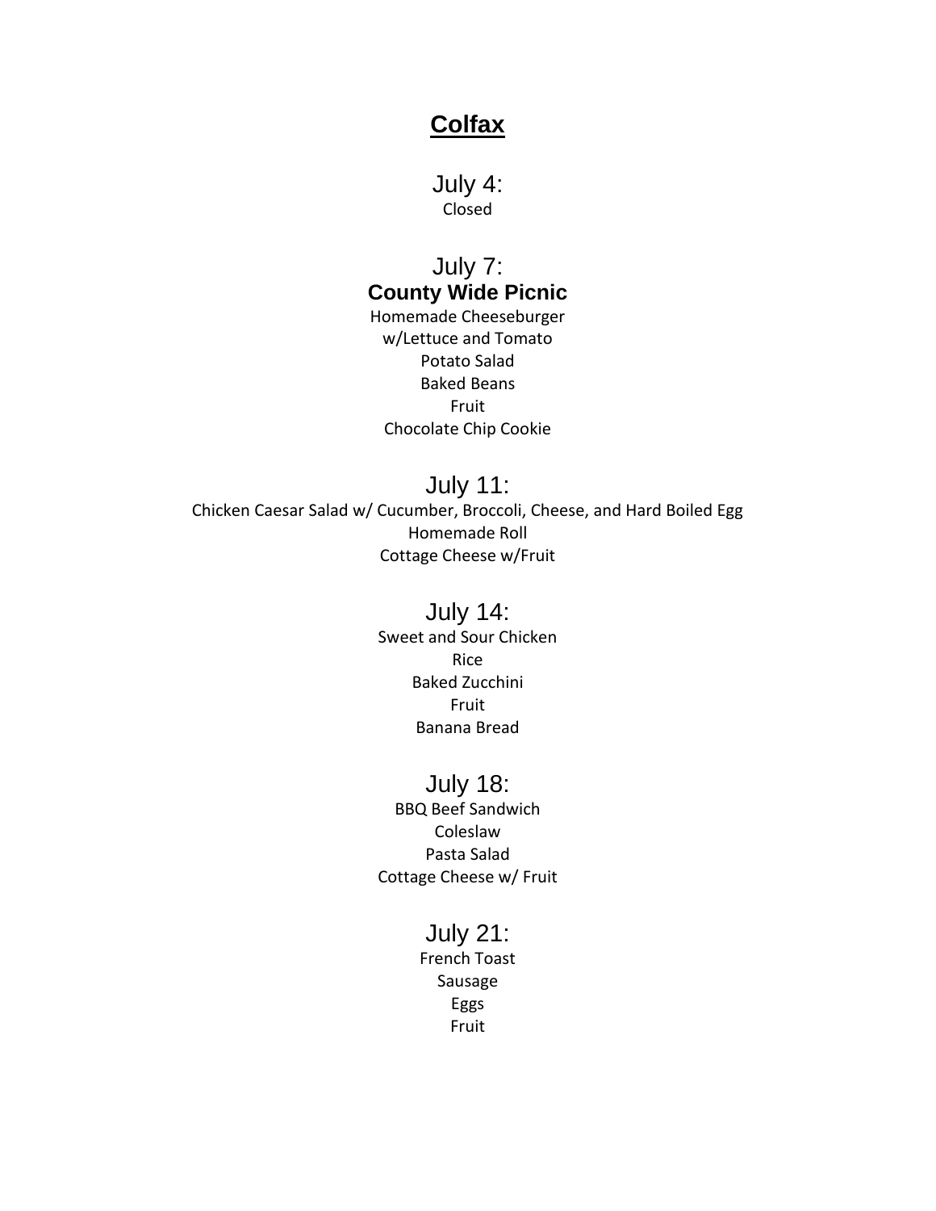# Colfax

## July 4:

Closed

## July 7:

**County Wide Picnic**

Homemade Cheeseburger
w/Lettuce and Tomato
Potato Salad
Baked Beans
Fruit
Chocolate Chip Cookie

## July 11:

Chicken Caesar Salad w/ Cucumber, Broccoli, Cheese, and Hard Boiled Egg
Homemade Roll
Cottage Cheese w/Fruit

## July 14:

Sweet and Sour Chicken
Rice
Baked Zucchini
Fruit
Banana Bread

## July 18:

BBQ Beef Sandwich
Coleslaw
Pasta Salad
Cottage Cheese w/ Fruit

## July 21:

French Toast
Sausage
Eggs
Fruit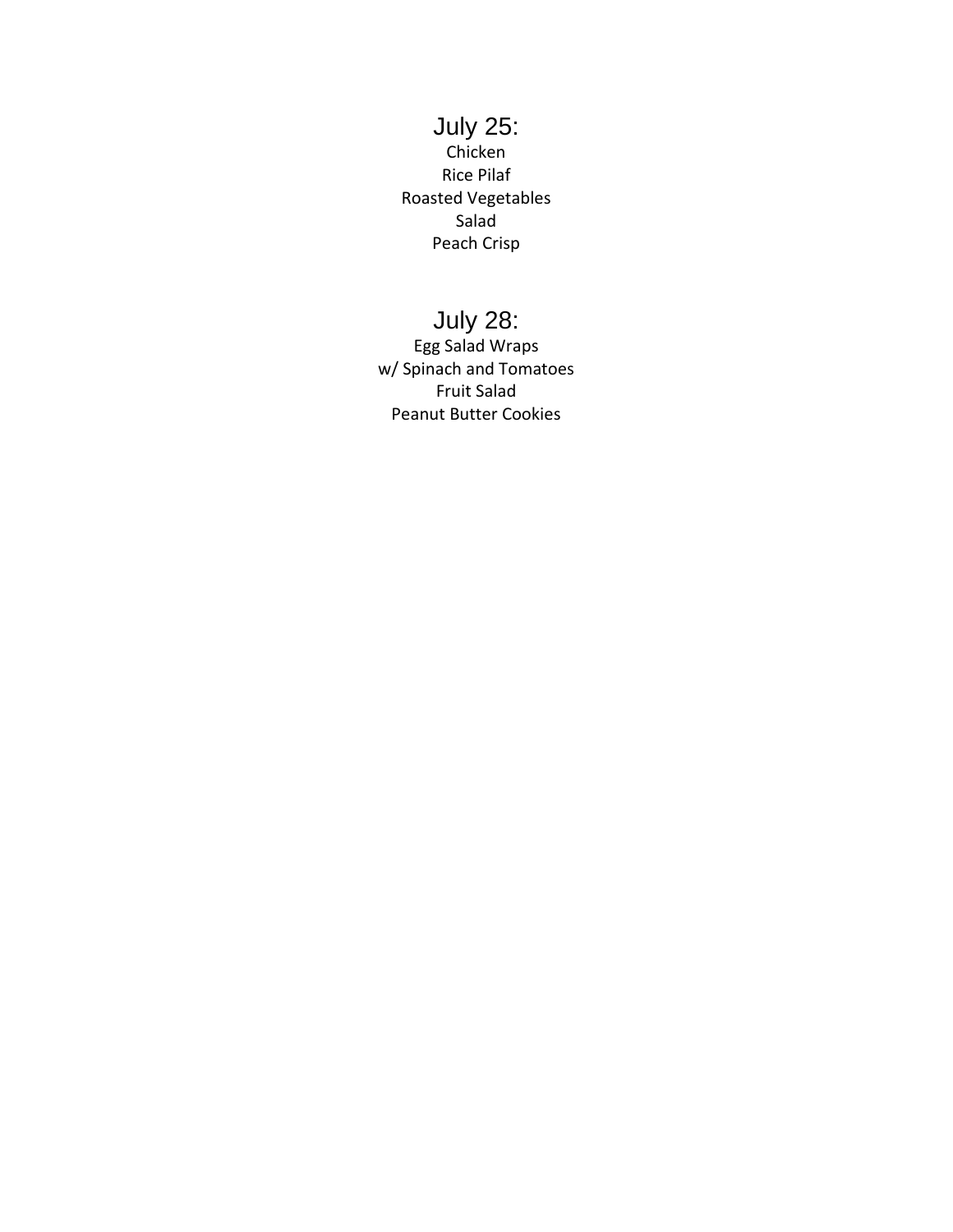## July 25:

Chicken
Rice Pilaf
Roasted Vegetables
Salad
Peach Crisp

## July 28:

Egg Salad Wraps
w/ Spinach and Tomatoes
Fruit Salad
Peanut Butter Cookies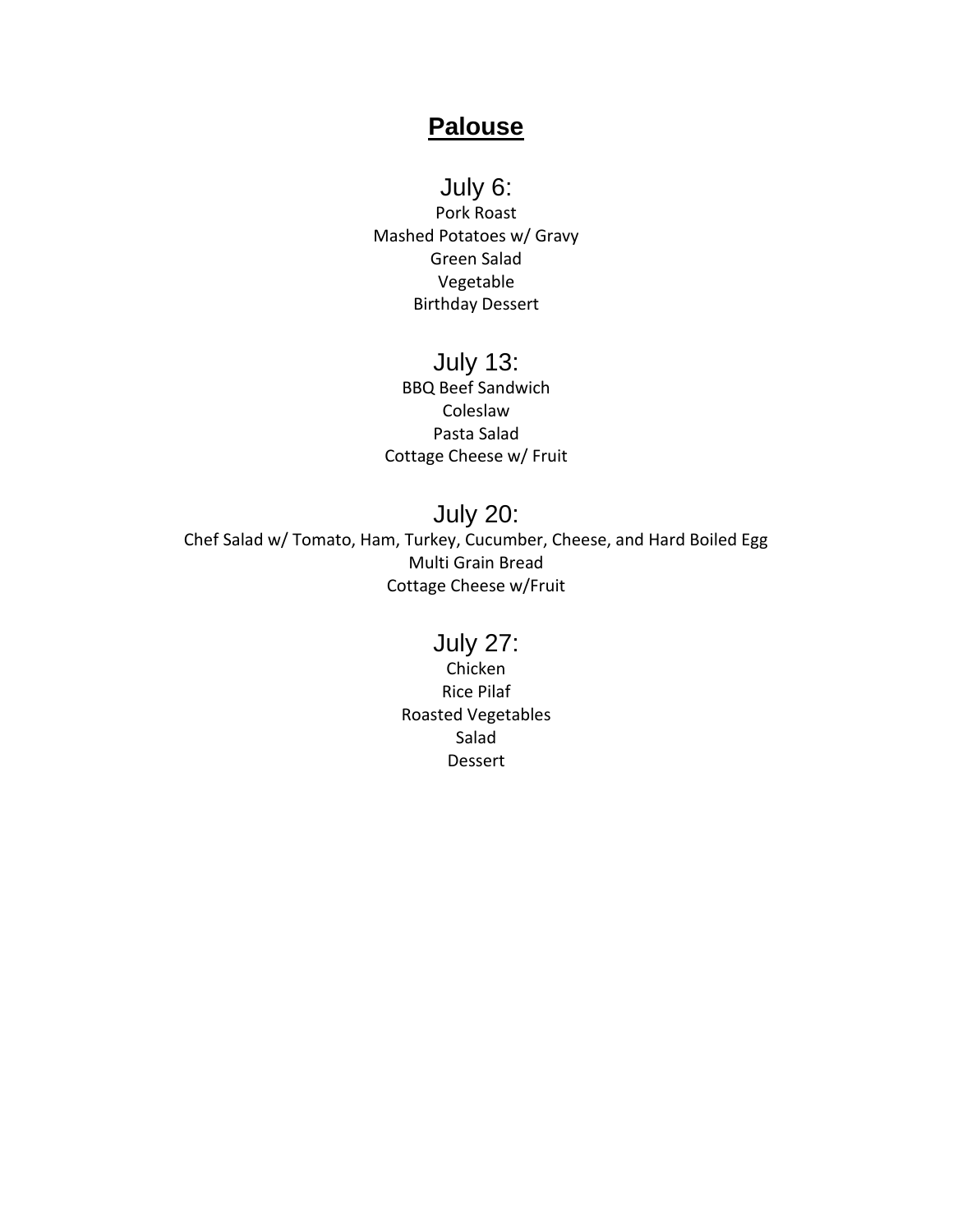# **Palouse**

## July 6:

Pork Roast
Mashed Potatoes w/ Gravy
Green Salad
Vegetable
Birthday Dessert

## July 13:

BBQ Beef Sandwich
Coleslaw
Pasta Salad
Cottage Cheese w/ Fruit

## July 20:

Chef Salad w/ Tomato, Ham, Turkey, Cucumber, Cheese, and Hard Boiled Egg
Multi Grain Bread
Cottage Cheese w/Fruit

## July 27:

Chicken
Rice Pilaf
Roasted Vegetables
Salad
Dessert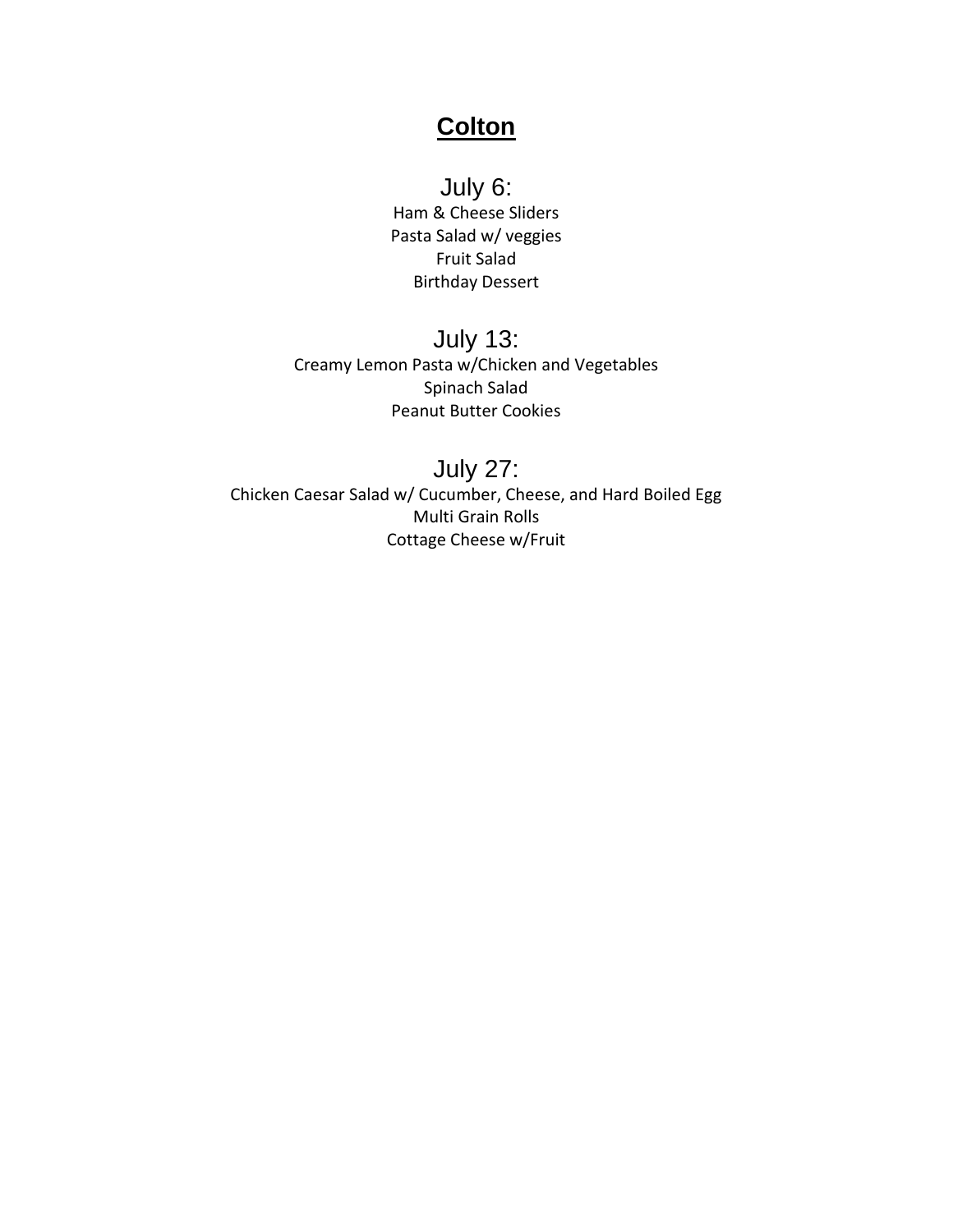# **Colton**

## July 6:

Ham & Cheese Sliders
Pasta Salad w/ veggies
Fruit Salad
Birthday Dessert

## July 13:

Creamy Lemon Pasta w/Chicken and Vegetables
Spinach Salad
Peanut Butter Cookies

## July 27:

Chicken Caesar Salad w/ Cucumber, Cheese, and Hard Boiled Egg
Multi Grain Rolls
Cottage Cheese w/Fruit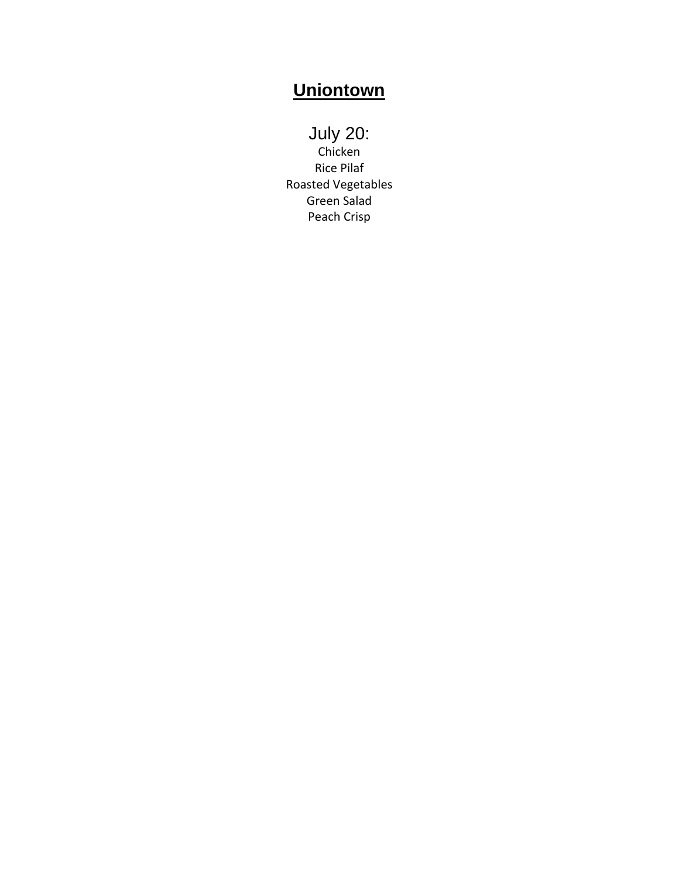# **Uniontown**

## July 20:

Chicken
Rice Pilaf
Roasted Vegetables
Green Salad
Peach Crisp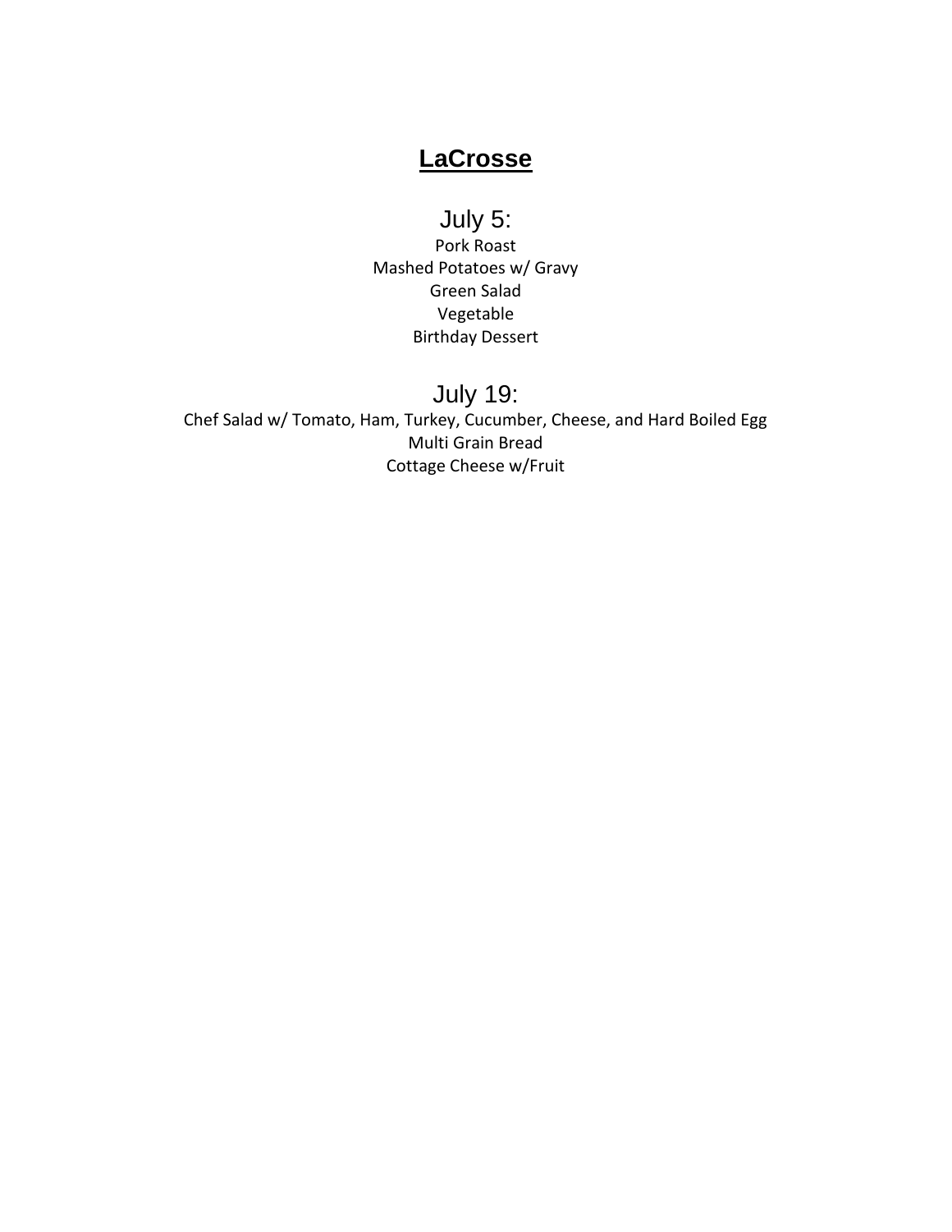# **LaCrosse**

## July 5:

Pork Roast
Mashed Potatoes w/ Gravy
Green Salad
Vegetable
Birthday Dessert

## July 19:

Chef Salad w/ Tomato, Ham, Turkey, Cucumber, Cheese, and Hard Boiled Egg
Multi Grain Bread
Cottage Cheese w/Fruit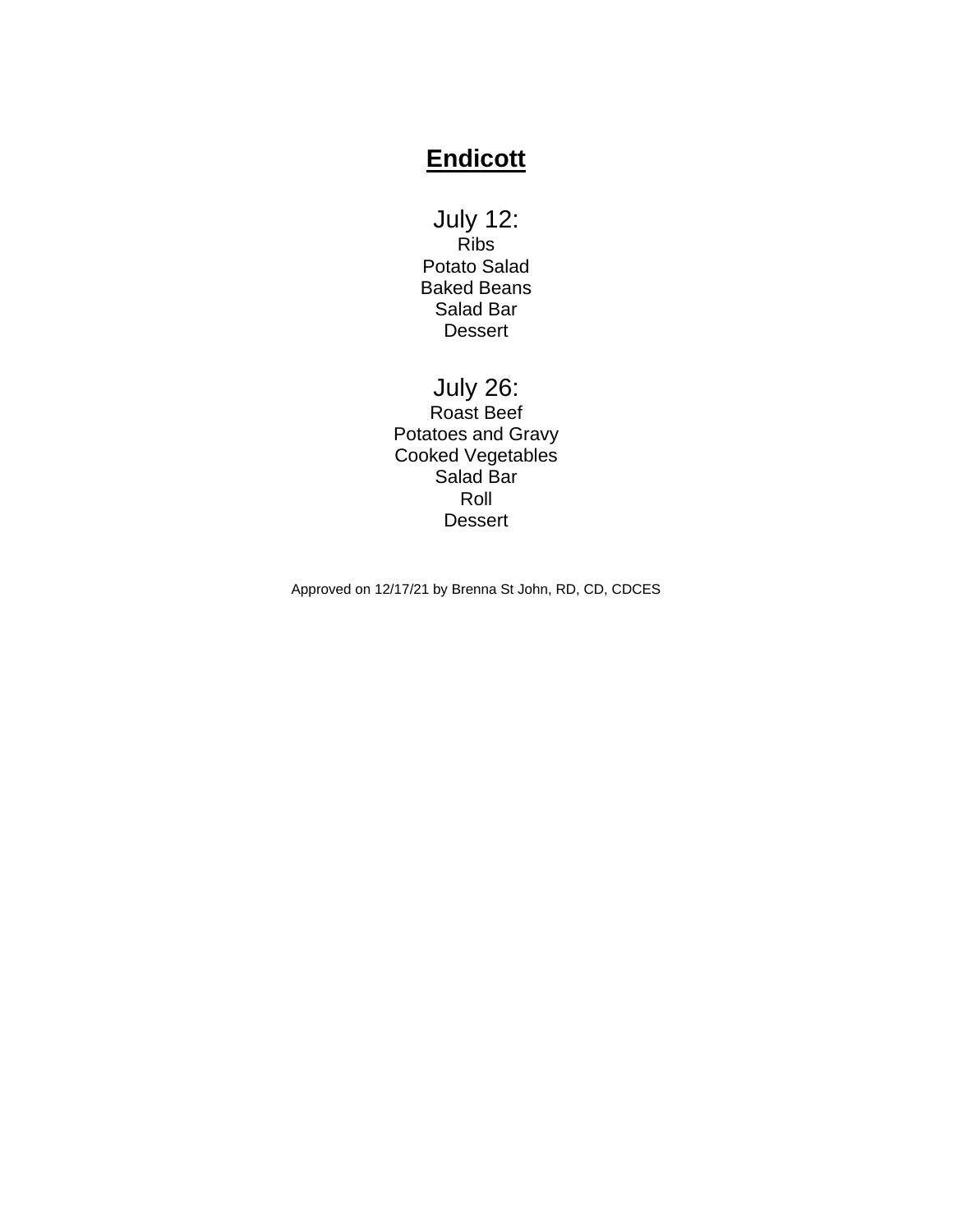# Endicott

## July 12:

Ribs
Potato Salad
Baked Beans
Salad Bar
Dessert

## July 26:

Roast Beef
Potatoes and Gravy
Cooked Vegetables
Salad Bar
Roll
Dessert

Approved on 12/17/21 by Brenna St John, RD, CD, CDCES